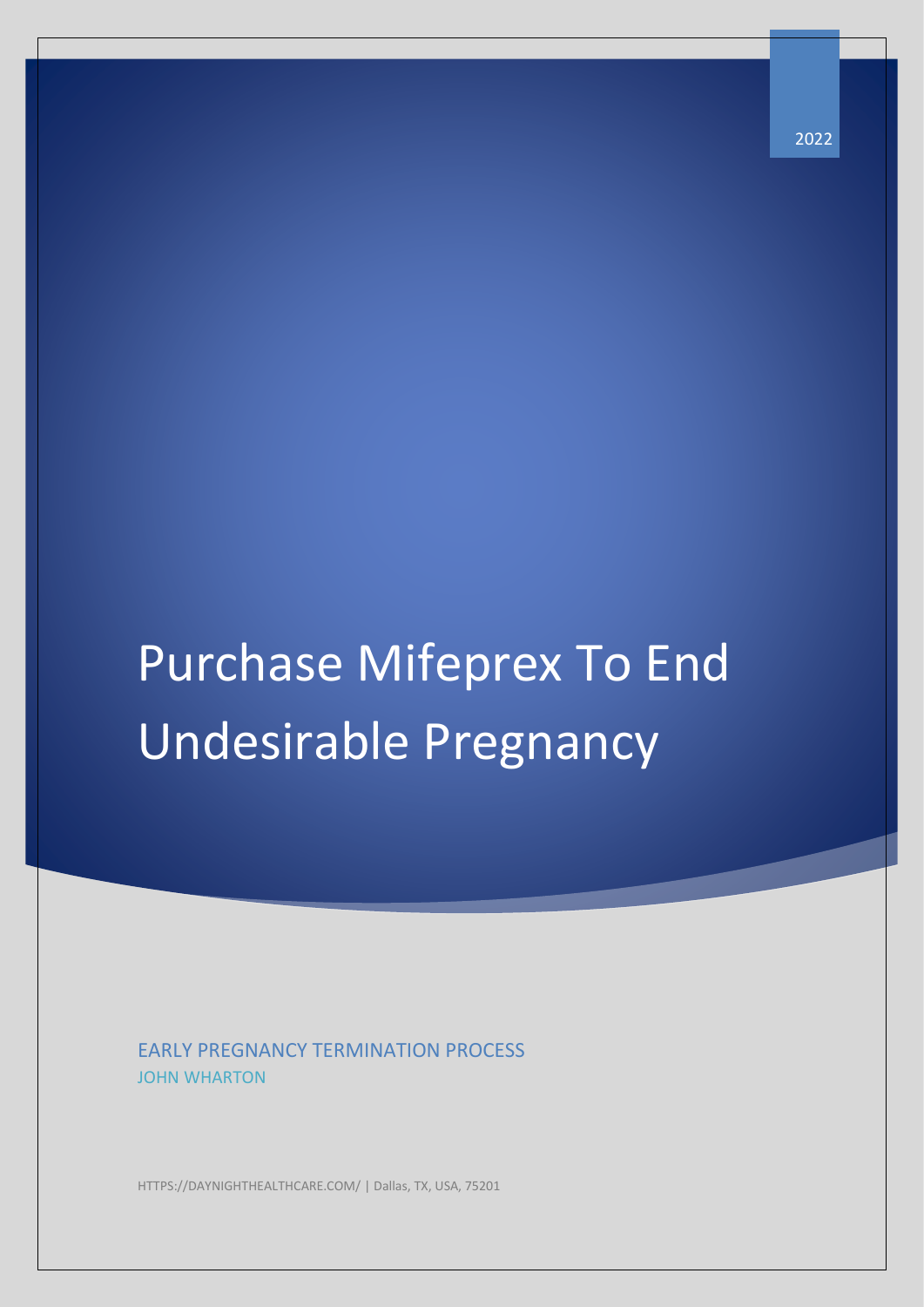2022

# Purchase Mifeprex To End Undesirable Pregnancy

EARLY PREGNANCY TERMINATION PROCESS

JOHN WHARTON

HTTPS://DAYNIGHTHEALTHCARE.COM/ | Dallas, TX, USA, 75201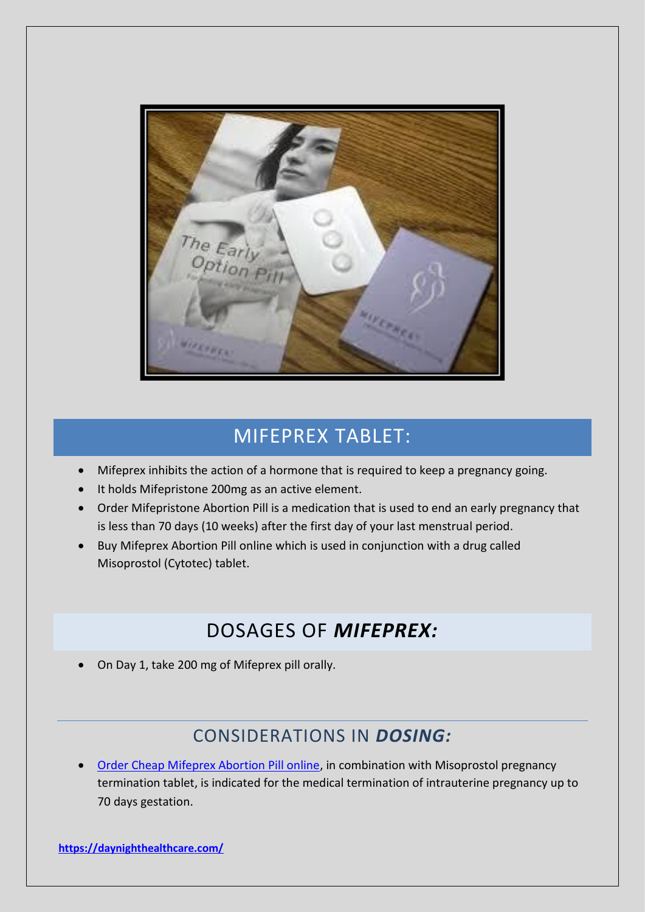## MIFEPREX TABLET:

- Mifeprex inhibits the action of a hormone that is required to keep a pregnancy going.
- It holds Mifepristone 200mg as an active element.
- Order Mifepristone Abortion Pill is a medication that is used to end an early pregnancy that is less than 70 days (10 weeks) after the first day of your last menstrual period.
- Buy Mifeprex Abortion Pill online which is used in conjunction with a drug called Misoprostol (Cytotec) tablet.

## DOSAGES OF ***MIFEPREX:***

- On Day 1, take 200 mg of Mifeprex pill orally.

---

## CONSIDERATIONS IN ***DOSING:***

- [Order Cheap Mifeprex Abortion Pill online](https://daynighthealthcare.com/), in combination with Misoprostol pregnancy termination tablet, is indicated for the medical termination of intrauterine pregnancy up to 70 days gestation.

**https://daynighthealthcare.com/**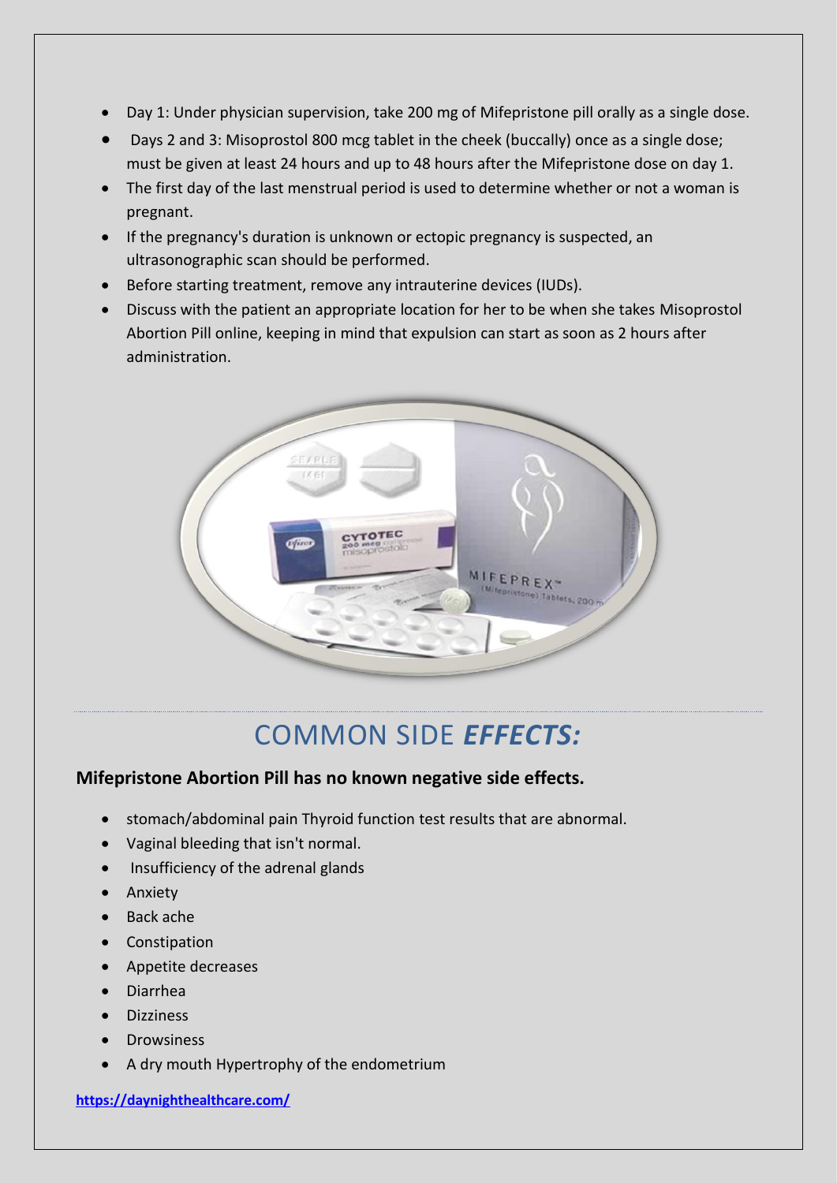- Day 1: Under physician supervision, take 200 mg of Mifepristone pill orally as a single dose.
- Days 2 and 3: Misoprostol 800 mcg tablet in the cheek (buccally) once as a single dose; must be given at least 24 hours and up to 48 hours after the Mifepristone dose on day 1.
- The first day of the last menstrual period is used to determine whether or not a woman is pregnant.
- If the pregnancy's duration is unknown or ectopic pregnancy is suspected, an ultrasonographic scan should be performed.
- Before starting treatment, remove any intrauterine devices (IUDs).
- Discuss with the patient an appropriate location for her to be when she takes Misoprostol Abortion Pill online, keeping in mind that expulsion can start as soon as 2 hours after administration.

## COMMON SIDE ***EFFECTS:***

**Mifepristone Abortion Pill has no known negative side effects.**

- stomach/abdominal pain Thyroid function test results that are abnormal.
- Vaginal bleeding that isn't normal.
- Insufficiency of the adrenal glands
- Anxiety
- Back ache
- Constipation
- Appetite decreases
- Diarrhea
- Dizziness
- Drowsiness
- A dry mouth Hypertrophy of the endometrium

**https://daynighthealthcare.com/**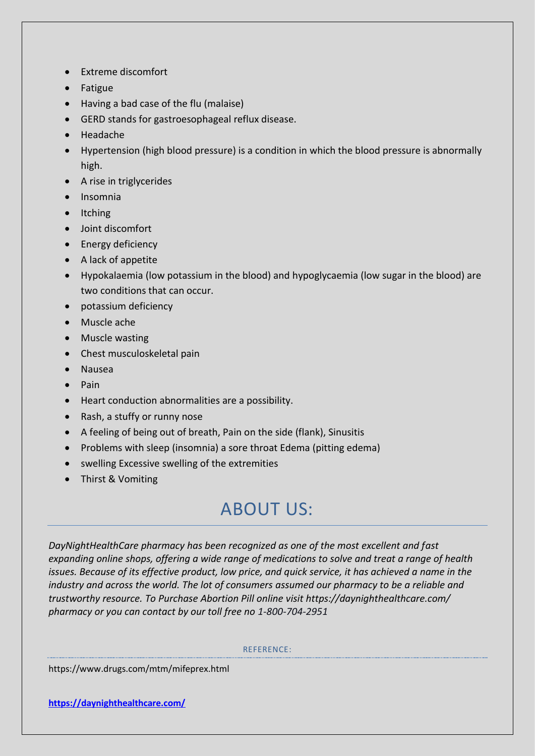- Extreme discomfort
- Fatigue
- Having a bad case of the flu (malaise)
- GERD stands for gastroesophageal reflux disease.
- Headache
- Hypertension (high blood pressure) is a condition in which the blood pressure is abnormally high.
- A rise in triglycerides
- Insomnia
- Itching
- Joint discomfort
- Energy deficiency
- A lack of appetite
- Hypokalaemia (low potassium in the blood) and hypoglycaemia (low sugar in the blood) are two conditions that can occur.
- potassium deficiency
- Muscle ache
- Muscle wasting
- Chest musculoskeletal pain
- Nausea
- Pain
- Heart conduction abnormalities are a possibility.
- Rash, a stuffy or runny nose
- A feeling of being out of breath, Pain on the side (flank), Sinusitis
- Problems with sleep (insomnia) a sore throat Edema (pitting edema)
- swelling Excessive swelling of the extremities
- Thirst & Vomiting

# ABOUT US:

*DayNightHealthCare pharmacy has been recognized as one of the most excellent and fast expanding online shops, offering a wide range of medications to solve and treat a range of health issues. Because of its effective product, low price, and quick service, it has achieved a name in the industry and across the world. The lot of consumers assumed our pharmacy to be a reliable and trustworthy resource. To Purchase Abortion Pill online visit https://daynighthealthcare.com/pharmacy or you can contact by our toll free no 1-800-704-2951*

REFERENCE:

https://www.drugs.com/mtm/mifeprex.html

**https://daynighthealthcare.com/**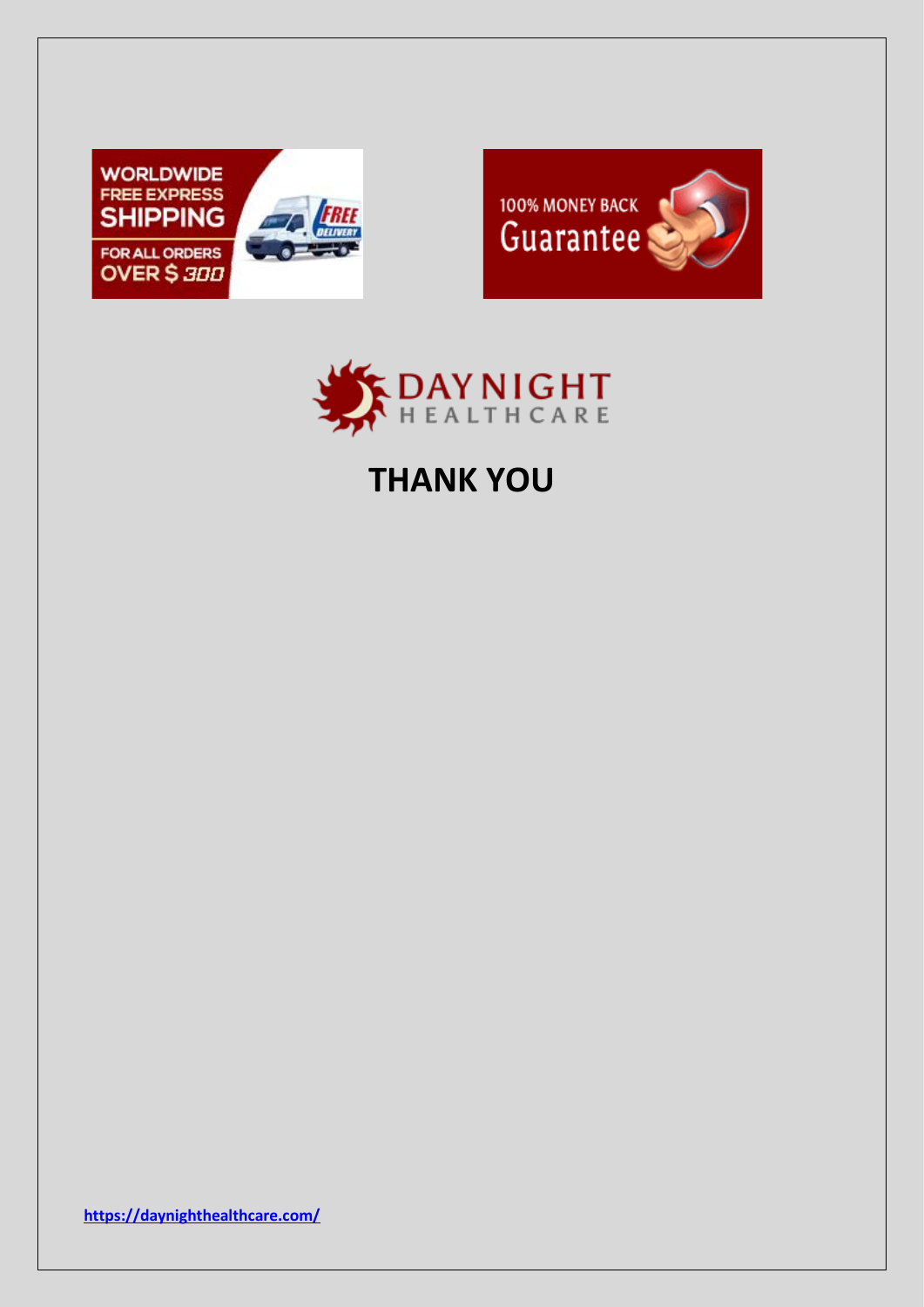WORLDWIDE FREE EXPRESS SHIPPING FOR ALL ORDERS OVER $ 300

100% MONEY BACK Guarantee

DAYNIGHT HEALTHCARE

# THANK YOU

**https://daynighthealthcare.com/**